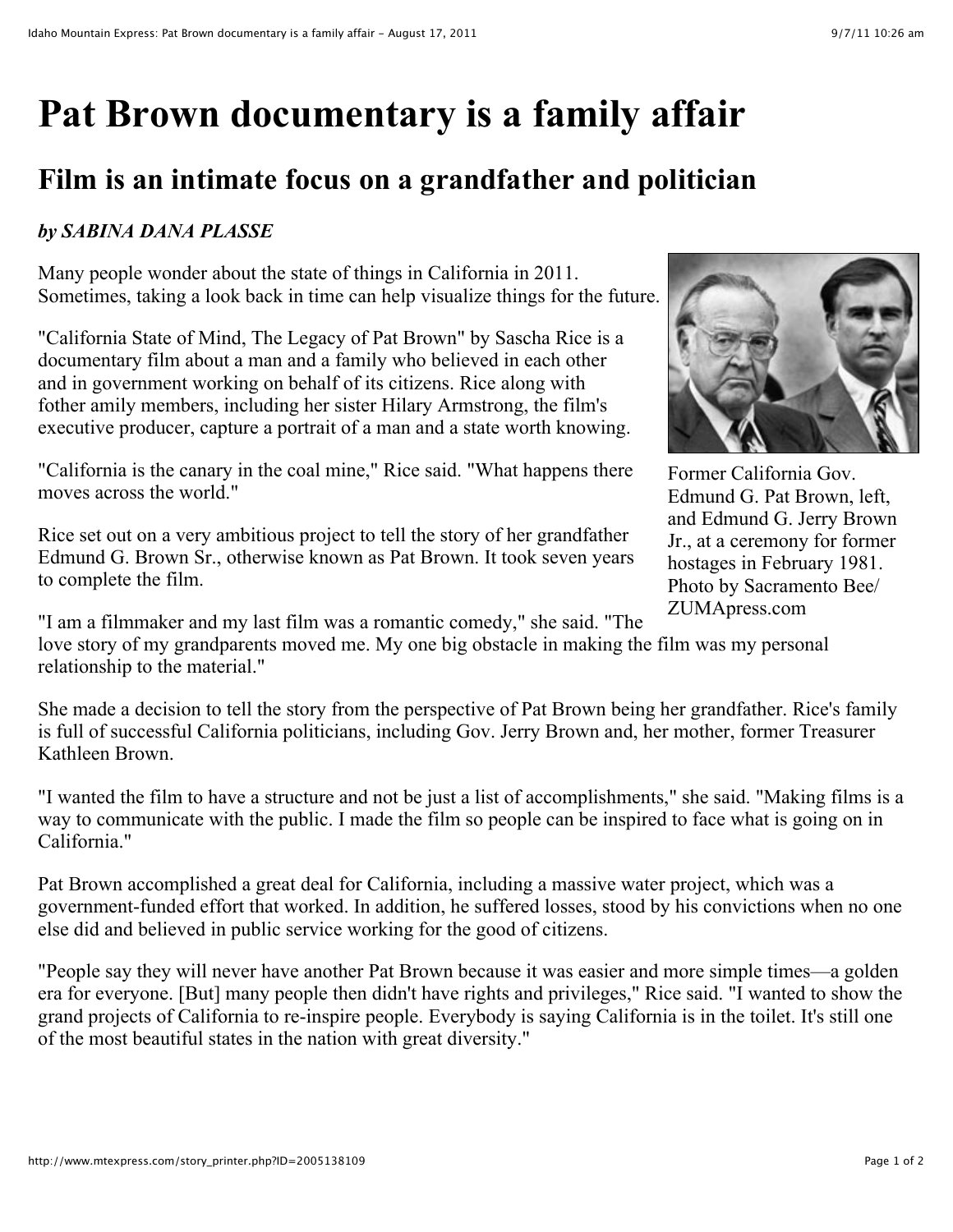# Pat Brown documentary is a family affair

## Film is an intimate focus on a grandfather and politician

***by SABINA DANA PLASSE***

Many people wonder about the state of things in California in 2011. Sometimes, taking a look back in time can help visualize things for the future.

"California State of Mind, The Legacy of Pat Brown" by Sascha Rice is a documentary film about a man and a family who believed in each other and in government working on behalf of its citizens. Rice along with fother amily members, including her sister Hilary Armstrong, the film's executive producer, capture a portrait of a man and a state worth knowing.

Former California Gov. Edmund G. Pat Brown, left, and Edmund G. Jerry Brown Jr., at a ceremony for former hostages in February 1981. Photo by Sacramento Bee/ ZUMApress.com

"California is the canary in the coal mine," Rice said. "What happens there moves across the world."

Rice set out on a very ambitious project to tell the story of her grandfather Edmund G. Brown Sr., otherwise known as Pat Brown. It took seven years to complete the film.

"I am a filmmaker and my last film was a romantic comedy," she said. "The love story of my grandparents moved me. My one big obstacle in making the film was my personal relationship to the material."

She made a decision to tell the story from the perspective of Pat Brown being her grandfather. Rice's family is full of successful California politicians, including Gov. Jerry Brown and, her mother, former Treasurer Kathleen Brown.

"I wanted the film to have a structure and not be just a list of accomplishments," she said. "Making films is a way to communicate with the public. I made the film so people can be inspired to face what is going on in California."

Pat Brown accomplished a great deal for California, including a massive water project, which was a government-funded effort that worked. In addition, he suffered losses, stood by his convictions when no one else did and believed in public service working for the good of citizens.

"People say they will never have another Pat Brown because it was easier and more simple times—a golden era for everyone. [But] many people then didn't have rights and privileges," Rice said. "I wanted to show the grand projects of California to re-inspire people. Everybody is saying California is in the toilet. It's still one of the most beautiful states in the nation with great diversity."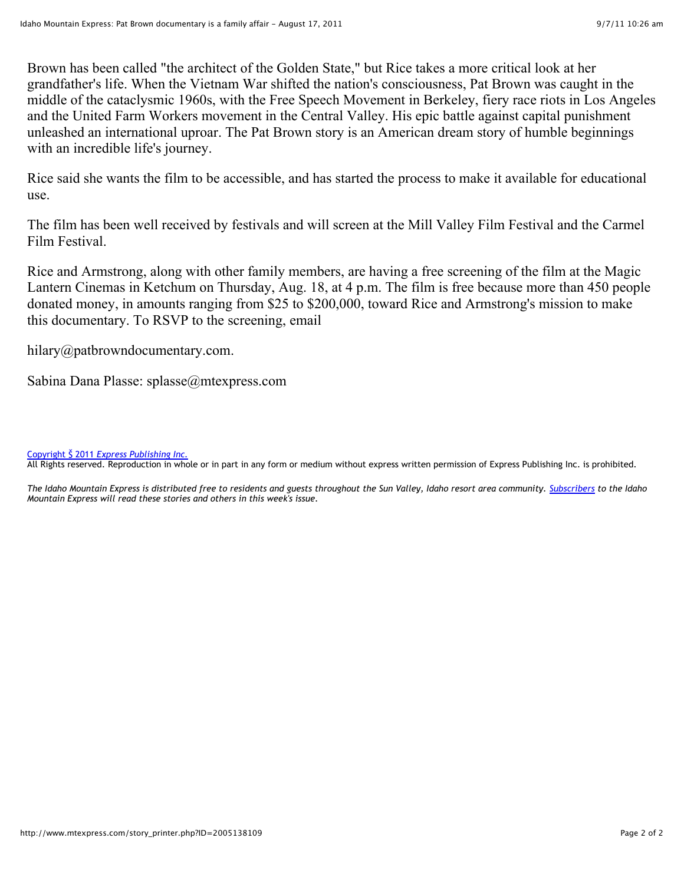Brown has been called "the architect of the Golden State," but Rice takes a more critical look at her grandfather's life. When the Vietnam War shifted the nation's consciousness, Pat Brown was caught in the middle of the cataclysmic 1960s, with the Free Speech Movement in Berkeley, fiery race riots in Los Angeles and the United Farm Workers movement in the Central Valley. His epic battle against capital punishment unleashed an international uproar. The Pat Brown story is an American dream story of humble beginnings with an incredible life's journey.

Rice said she wants the film to be accessible, and has started the process to make it available for educational use.

The film has been well received by festivals and will screen at the Mill Valley Film Festival and the Carmel Film Festival.

Rice and Armstrong, along with other family members, are having a free screening of the film at the Magic Lantern Cinemas in Ketchum on Thursday, Aug. 18, at 4 p.m. The film is free because more than 450 people donated money, in amounts ranging from $25 to $200,000, toward Rice and Armstrong's mission to make this documentary. To RSVP to the screening, email

hilary@patbrowndocumentary.com.

Sabina Dana Plasse: splasse@mtexpress.com

Copyright Š 2011 *Express Publishing Inc.*
All Rights reserved. Reproduction in whole or in part in any form or medium without express written permission of Express Publishing Inc. is prohibited.

*The Idaho Mountain Express is distributed free to residents and guests throughout the Sun Valley, Idaho resort area community. Subscribers to the Idaho Mountain Express will read these stories and others in this week's issue.*